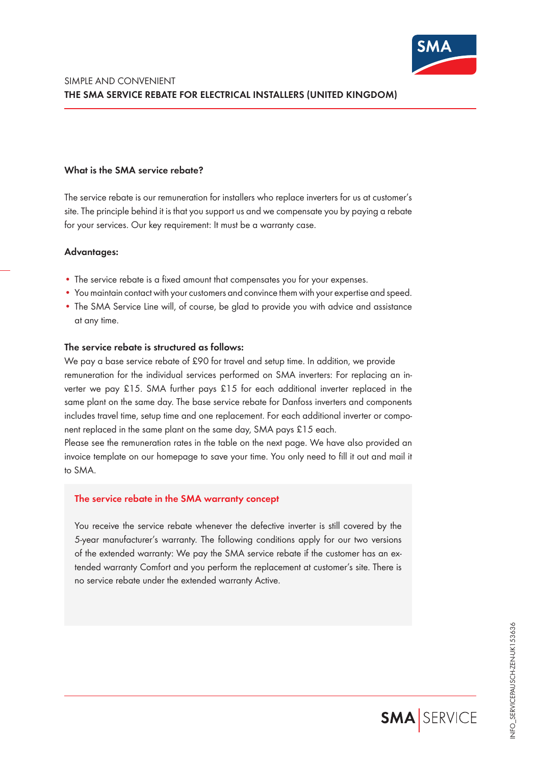SIMPLE AND CONVENIENT

# THE SMA SERVICE REBATE FOR ELECTRICAL INSTALLERS (UNITED KINGDOM)

### What is the SMA service rebate?

The service rebate is our remuneration for installers who replace inverters for us at customer's site. The principle behind it is that you support us and we compensate you by paying a rebate for your services. Our key requirement: It must be a warranty case.

### Advantages:

- The service rebate is a fixed amount that compensates you for your expenses.
- You maintain contact with your customers and convince them with your expertise and speed.
- The SMA Service Line will, of course, be glad to provide you with advice and assistance at any time.

### The service rebate is structured as follows:

We pay a base service rebate of £90 for travel and setup time. In addition, we provide remuneration for the individual services performed on SMA inverters: For replacing an inverter we pay £15. SMA further pays £15 for each additional inverter replaced in the same plant on the same day. The base service rebate for Danfoss inverters and components includes travel time, setup time and one replacement. For each additional inverter or component replaced in the same plant on the same day, SMA pays £15 each.
Please see the remuneration rates in the table on the next page. We have also provided an invoice template on our homepage to save your time. You only need to fill it out and mail it to SMA.

### The service rebate in the SMA warranty concept

You receive the service rebate whenever the defective inverter is still covered by the 5-year manufacturer's warranty. The following conditions apply for our two versions of the extended warranty: We pay the SMA service rebate if the customer has an extended warranty Comfort and you perform the replacement at customer's site. There is no service rebate under the extended warranty Active.

INFO_SERVICEPAUSCH-ZEN-UK153636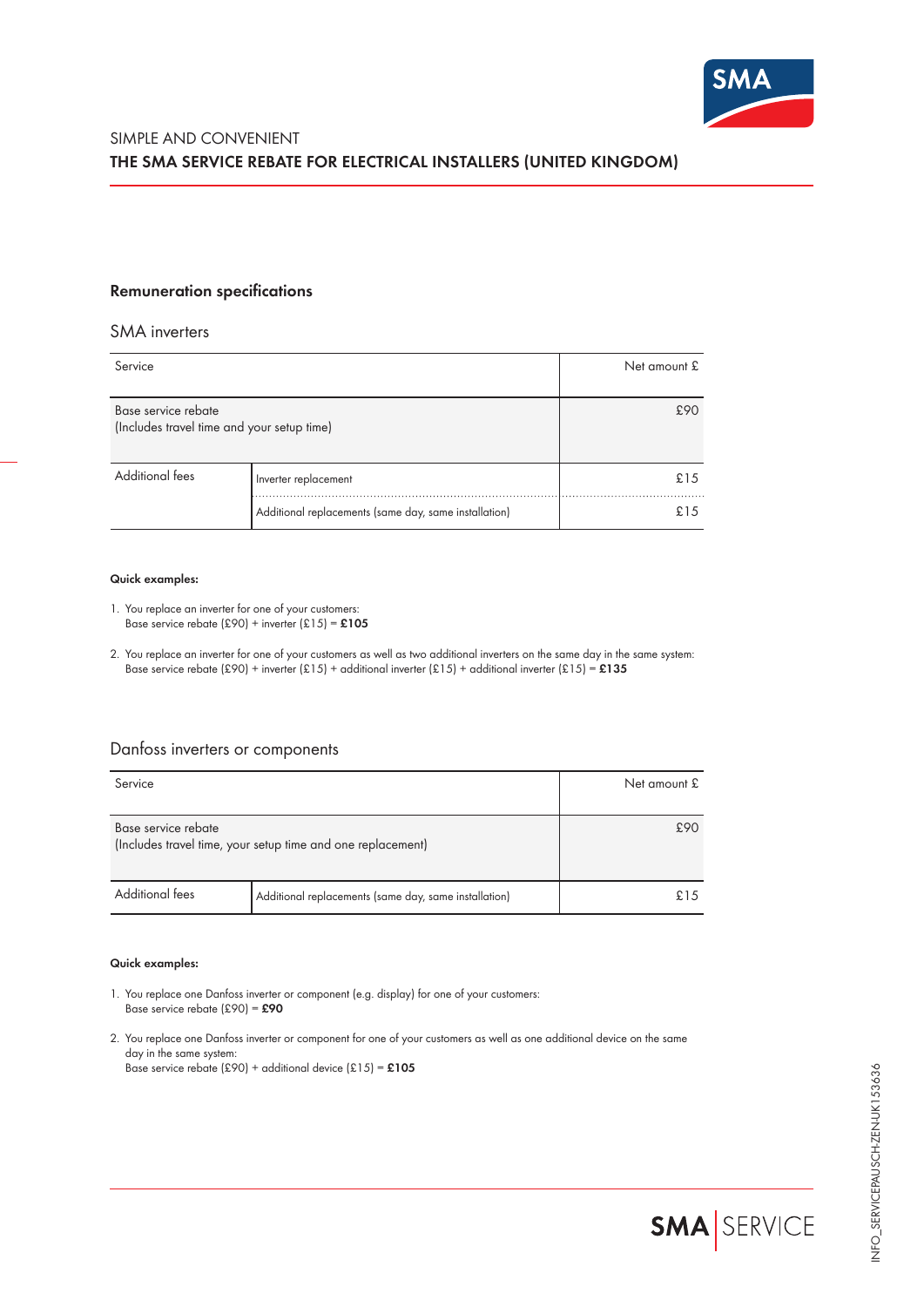SIMPLE AND CONVENIENT

# THE SMA SERVICE REBATE FOR ELECTRICAL INSTALLERS (UNITED KINGDOM)

## Remuneration specifications

### SMA inverters

| Service | | Net amount £ |
|---|---|---|
| Base service rebate<br>(Includes travel time and your setup time) | | £90 |
| Additional fees | Inverter replacement | £15 |
| | Additional replacements (same day, same installation) | £15 |

**Quick examples:**

1. You replace an inverter for one of your customers:
   Base service rebate (£90) + inverter (£15) = **£105**
2. You replace an inverter for one of your customers as well as two additional inverters on the same day in the same system:
   Base service rebate (£90) + inverter (£15) + additional inverter (£15) + additional inverter (£15) = **£135**

### Danfoss inverters or components

| Service | | Net amount £ |
|---|---|---|
| Base service rebate<br>(Includes travel time, your setup time and one replacement) | | £90 |
| Additional fees | Additional replacements (same day, same installation) | £15 |

**Quick examples:**

1. You replace one Danfoss inverter or component (e.g. display) for one of your customers:
   Base service rebate (£90) = **£90**
2. You replace one Danfoss inverter or component for one of your customers as well as one additional device on the same day in the same system:
   Base service rebate (£90) + additional device (£15) = **£105**

INFO_SERVICEPAUSCH-ZEN-UK153636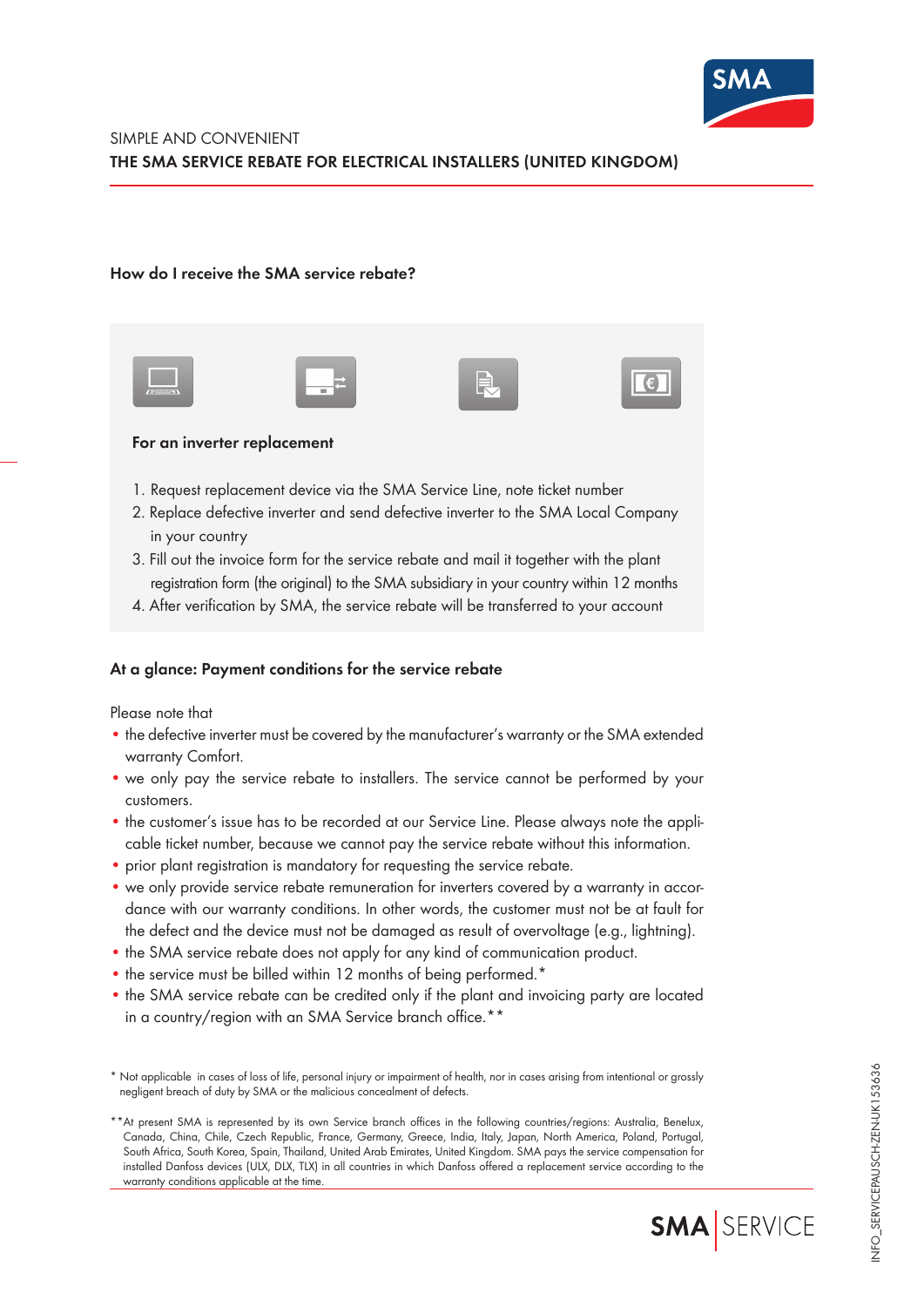SIMPLE AND CONVENIENT

# THE SMA SERVICE REBATE FOR ELECTRICAL INSTALLERS (UNITED KINGDOM)

## How do I receive the SMA service rebate?

### For an inverter replacement

1. Request replacement device via the SMA Service Line, note ticket number
2. Replace defective inverter and send defective inverter to the SMA Local Company in your country
3. Fill out the invoice form for the service rebate and mail it together with the plant registration form (the original) to the SMA subsidiary in your country within 12 months
4. After verification by SMA, the service rebate will be transferred to your account

## At a glance: Payment conditions for the service rebate

Please note that

- the defective inverter must be covered by the manufacturer's warranty or the SMA extended warranty Comfort.
- we only pay the service rebate to installers. The service cannot be performed by your customers.
- the customer's issue has to be recorded at our Service Line. Please always note the applicable ticket number, because we cannot pay the service rebate without this information.
- prior plant registration is mandatory for requesting the service rebate.
- we only provide service rebate remuneration for inverters covered by a warranty in accordance with our warranty conditions. In other words, the customer must not be at fault for the defect and the device must not be damaged as result of overvoltage (e.g., lightning).
- the SMA service rebate does not apply for any kind of communication product.
- the service must be billed within 12 months of being performed.*
- the SMA service rebate can be credited only if the plant and invoicing party are located in a country/region with an SMA Service branch office.**

* Not applicable in cases of loss of life, personal injury or impairment of health, nor in cases arising from intentional or grossly negligent breach of duty by SMA or the malicious concealment of defects.

** At present SMA is represented by its own Service branch offices in the following countries/regions: Australia, Benelux, Canada, China, Chile, Czech Republic, France, Germany, Greece, India, Italy, Japan, North America, Poland, Portugal, South Africa, South Korea, Spain, Thailand, United Arab Emirates, United Kingdom. SMA pays the service compensation for installed Danfoss devices (ULX, DLX, TLX) in all countries in which Danfoss offered a replacement service according to the warranty conditions applicable at the time.

INFO_SERVICEPAUSCH-ZEN-UK153636